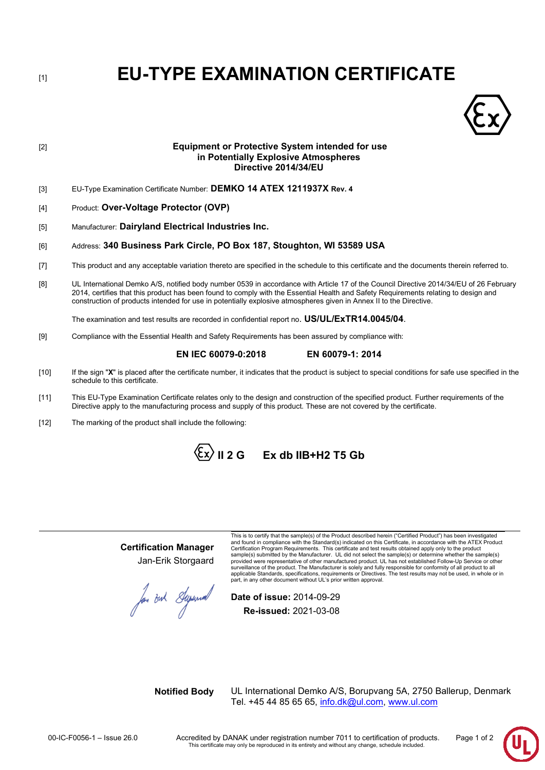[1]

# EU-TYPE EXAMINATION CERTIFICATE

[2]

**Equipment or Protective System intended for use in Potentially Explosive Atmospheres Directive 2014/34/EU**

[3] EU-Type Examination Certificate Number: **DEMKO 14 ATEX 1211937X Rev. 4**

[4] Product: **Over-Voltage Protector (OVP)**

[5] Manufacturer: **Dairyland Electrical Industries Inc.**

[6] Address: **340 Business Park Circle, PO Box 187, Stoughton, WI 53589 USA**

[7] This product and any acceptable variation thereto are specified in the schedule to this certificate and the documents therein referred to.

[8] UL International Demko A/S, notified body number 0539 in accordance with Article 17 of the Council Directive 2014/34/EU of 26 February 2014, certifies that this product has been found to comply with the Essential Health and Safety Requirements relating to design and construction of products intended for use in potentially explosive atmospheres given in Annex II to the Directive.

The examination and test results are recorded in confidential report no. **US/UL/ExTR14.0045/04**.

[9] Compliance with the Essential Health and Safety Requirements has been assured by compliance with:

**EN IEC 60079-0:2018** **EN 60079-1: 2014**

[10] If the sign "**X**" is placed after the certificate number, it indicates that the product is subject to special conditions for safe use specified in the schedule to this certificate.

[11] This EU-Type Examination Certificate relates only to the design and construction of the specified product. Further requirements of the Directive apply to the manufacturing process and supply of this product. These are not covered by the certificate.

[12] The marking of the product shall include the following:

**Ex II 2 G Ex db IIB+H2 T5 Gb**

**Certification Manager**
Jan-Erik Storgaard

This is to certify that the sample(s) of the Product described herein ("Certified Product") has been investigated and found in compliance with the Standard(s) indicated on this Certificate, in accordance with the ATEX Product Certification Program Requirements. This certificate and test results obtained apply only to the product sample(s) submitted by the Manufacturer. UL did not select the sample(s) or determine whether the sample(s) provided were representative of other manufactured product. UL has not established Follow-Up Service or other surveillance of the product. The Manufacturer is solely and fully responsible for conformity of all product to all applicable Standards, specifications, requirements or Directives. The test results may not be used, in whole or in part, in any other document without UL's prior written approval.

**Date of issue:** 2014-09-29
**Re-issued:** 2021-03-08

**Notified Body** UL International Demko A/S, Borupvang 5A, 2750 Ballerup, Denmark
Tel. +45 44 85 65 65, info.dk@ul.com, www.ul.com

00-IC-F0056-1 – Issue 26.0

Accredited by DANAK under registration number 7011 to certification of products.
This certificate may only be reproduced in its entirety and without any change, schedule included.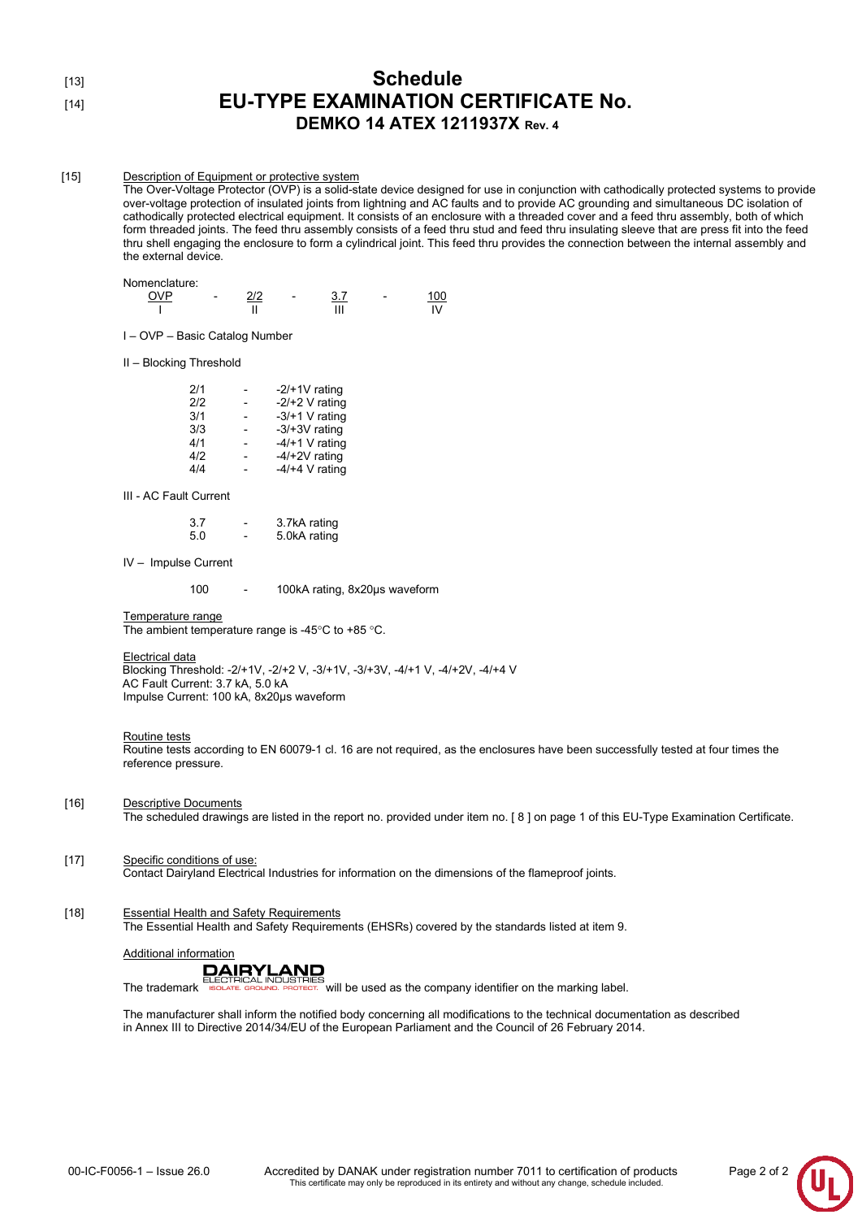[13]
# Schedule
[14]
# EU-TYPE EXAMINATION CERTIFICATE No.
## DEMKO 14 ATEX 1211937X Rev. 4

[15] Description of Equipment or protective system

The Over-Voltage Protector (OVP) is a solid-state device designed for use in conjunction with cathodically protected systems to provide over-voltage protection of insulated joints from lightning and AC faults and to provide AC grounding and simultaneous DC isolation of cathodically protected electrical equipment. It consists of an enclosure with a threaded cover and a feed thru assembly, both of which form threaded joints. The feed thru assembly consists of a feed thru stud and feed thru insulating sleeve that are press fit into the feed thru shell engaging the enclosure to form a cylindrical joint. This feed thru provides the connection between the internal assembly and the external device.

Nomenclature:

| OVP | - | 2/2 | - | 3.7 | - | 100 |
|---|---|---|---|---|---|---|
| I | | II | | III | | IV |

I – OVP – Basic Catalog Number

II – Blocking Threshold

| | | |
|---|---|---|
| 2/1 | - | -2/+1V rating |
| 2/2 | - | -2/+2 V rating |
| 3/1 | - | -3/+1 V rating |
| 3/3 | - | -3/+3V rating |
| 4/1 | - | -4/+1 V rating |
| 4/2 | - | -4/+2V rating |
| 4/4 | - | -4/+4 V rating |

III - AC Fault Current

| | | |
|---|---|---|
| 3.7 | - | 3.7kA rating |
| 5.0 | - | 5.0kA rating |

IV – Impulse Current

| | | |
|---|---|---|
| 100 | - | 100kA rating, 8x20µs waveform |

Temperature range

The ambient temperature range is -45°C to +85 °C.

Electrical data

Blocking Threshold: -2/+1V, -2/+2 V, -3/+1V, -3/+3V, -4/+1 V, -4/+2V, -4/+4 V
AC Fault Current: 3.7 kA, 5.0 kA
Impulse Current: 100 kA, 8x20µs waveform

Routine tests

Routine tests according to EN 60079-1 cl. 16 are not required, as the enclosures have been successfully tested at four times the reference pressure.

[16] Descriptive Documents

The scheduled drawings are listed in the report no. provided under item no. [ 8 ] on page 1 of this EU-Type Examination Certificate.

[17] Specific conditions of use:

Contact Dairyland Electrical Industries for information on the dimensions of the flameproof joints.

[18] Essential Health and Safety Requirements

The Essential Health and Safety Requirements (EHSRs) covered by the standards listed at item 9.

Additional information

The trademark DAIRYLAND ELECTRICAL INDUSTRIES ISOLATE. GROUND. PROTECT. will be used as the company identifier on the marking label.

The manufacturer shall inform the notified body concerning all modifications to the technical documentation as described in Annex III to Directive 2014/34/EU of the European Parliament and the Council of 26 February 2014.

00-IC-F0056-1 – Issue 26.0 Accredited by DANAK under registration number 7011 to certification of products
This certificate may only be reproduced in its entirety and without any change, schedule included.